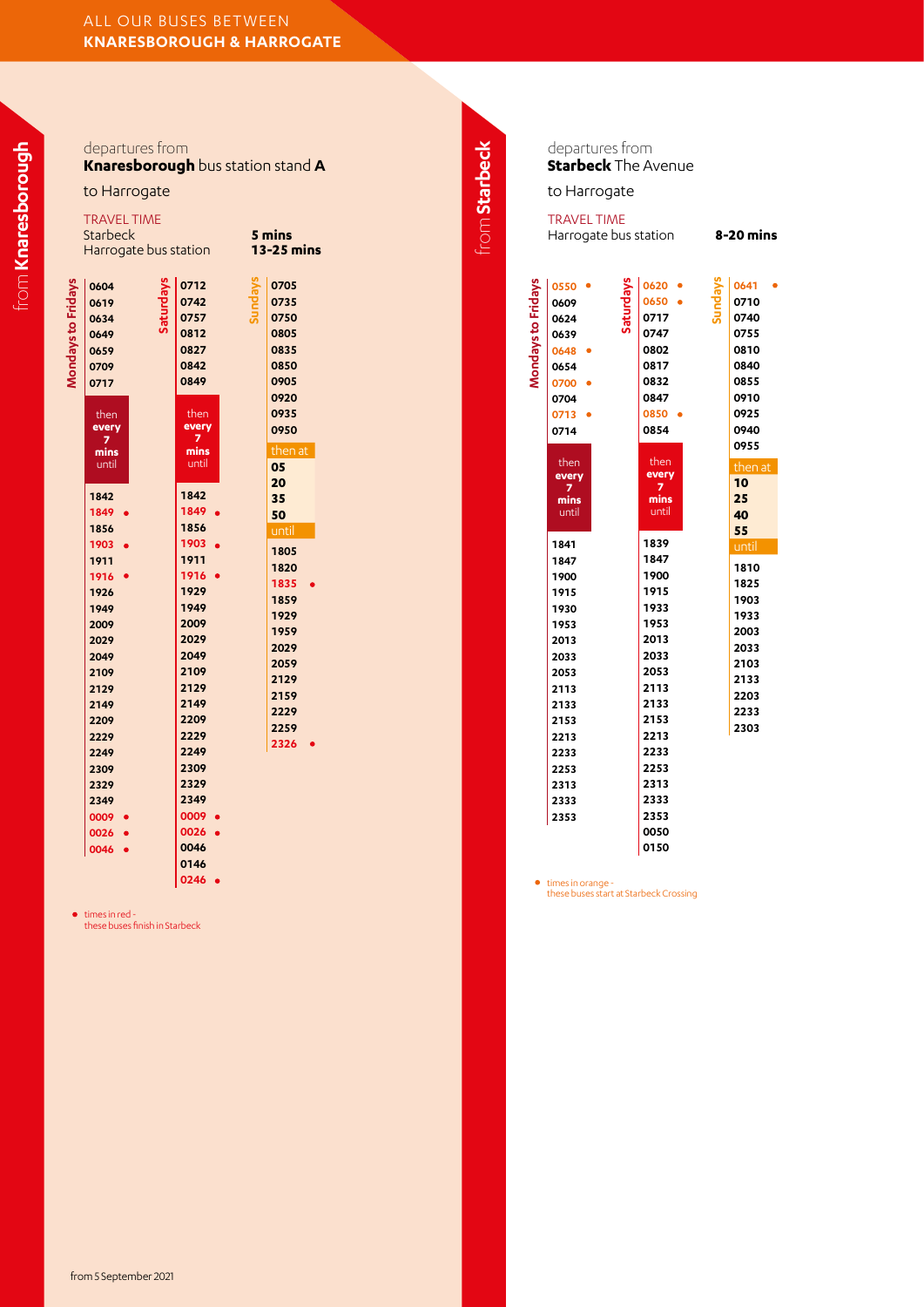# ALL OUR BUSES BETWEEN KNARESBOROUGH & HARROGATE

## from Knaresborough

departures from
**Knaresborough** bus station stand **A**
to Harrogate

TRAVEL TIME

| | |
|---|---|
| Starbeck | **5 mins** |
| Harrogate bus station | **13-25 mins** |

| Mondays to Fridays | Saturdays | Sundays |
|---|---|---|
| 0604 | 0712 | 0705 |
| 0619 | 0742 | 0735 |
| 0634 | 0757 | 0750 |
| 0649 | 0812 | 0805 |
| 0659 | 0827 | 0835 |
| 0709 | 0842 | 0850 |
| 0717 | 0849 | 0905 |
| then every 7 mins until | then every 7 mins until | 0920 |
| | | 0935 |
| | | 0950 |
| | | then at 05 20 35 50 until |
| 1842 | 1842 | 1805 |
| 1849 • | 1849 • | 1820 |
| 1856 | 1856 | 1835 • |
| 1903 • | 1903 • | 1859 |
| 1911 | 1911 | 1929 |
| 1916 • | 1916 • | 1959 |
| 1926 | 1929 | 2029 |
| 1949 | 1949 | 2059 |
| 2009 | 2009 | 2129 |
| 2029 | 2029 | 2159 |
| 2049 | 2049 | 2229 |
| 2109 | 2109 | 2259 |
| 2129 | 2129 | 2326 • |
| 2149 | 2149 | |
| 2209 | 2209 | |
| 2229 | 2229 | |
| 2249 | 2249 | |
| 2309 | 2309 | |
| 2329 | 2329 | |
| 2349 | 2349 | |
| 0009 • | 0009 • | |
| 0026 • | 0026 • | |
| 0046 • | 0046 | |
| | 0146 | |
| | 0246 • | |

• times in red - these buses finish in Starbeck

## from Starbeck

departures from
**Starbeck** The Avenue
to Harrogate

TRAVEL TIME

| | |
|---|---|
| Harrogate bus station | **8-20 mins** |

| Mondays to Fridays | Saturdays | Sundays |
|---|---|---|
| 0550 • | 0620 • | 0641 • |
| 0609 | 0650 • | 0710 |
| 0624 | 0717 | 0740 |
| 0639 | 0747 | 0755 |
| 0648 • | 0802 | 0810 |
| 0654 | 0817 | 0840 |
| 0700 • | 0832 | 0855 |
| 0704 | 0847 | 0910 |
| 0713 • | 0850 • | 0925 |
| 0714 | 0854 | 0940 |
| | | 0955 |
| then every 7 mins until | then every 7 mins until | then at 10 25 40 55 until |
| 1841 | 1839 | 1810 |
| 1847 | 1847 | 1825 |
| 1900 | 1900 | 1903 |
| 1915 | 1915 | 1933 |
| 1930 | 1933 | 2003 |
| 1953 | 1953 | 2033 |
| 2013 | 2013 | 2103 |
| 2033 | 2033 | 2133 |
| 2053 | 2053 | 2203 |
| 2113 | 2113 | 2233 |
| 2133 | 2133 | 2303 |
| 2153 | 2153 | |
| 2213 | 2213 | |
| 2233 | 2233 | |
| 2253 | 2253 | |
| 2313 | 2313 | |
| 2333 | 2333 | |
| 2353 | 2353 | |
| | 0050 | |
| | 0150 | |

• times in orange - these buses start at Starbeck Crossing

from 5 September 2021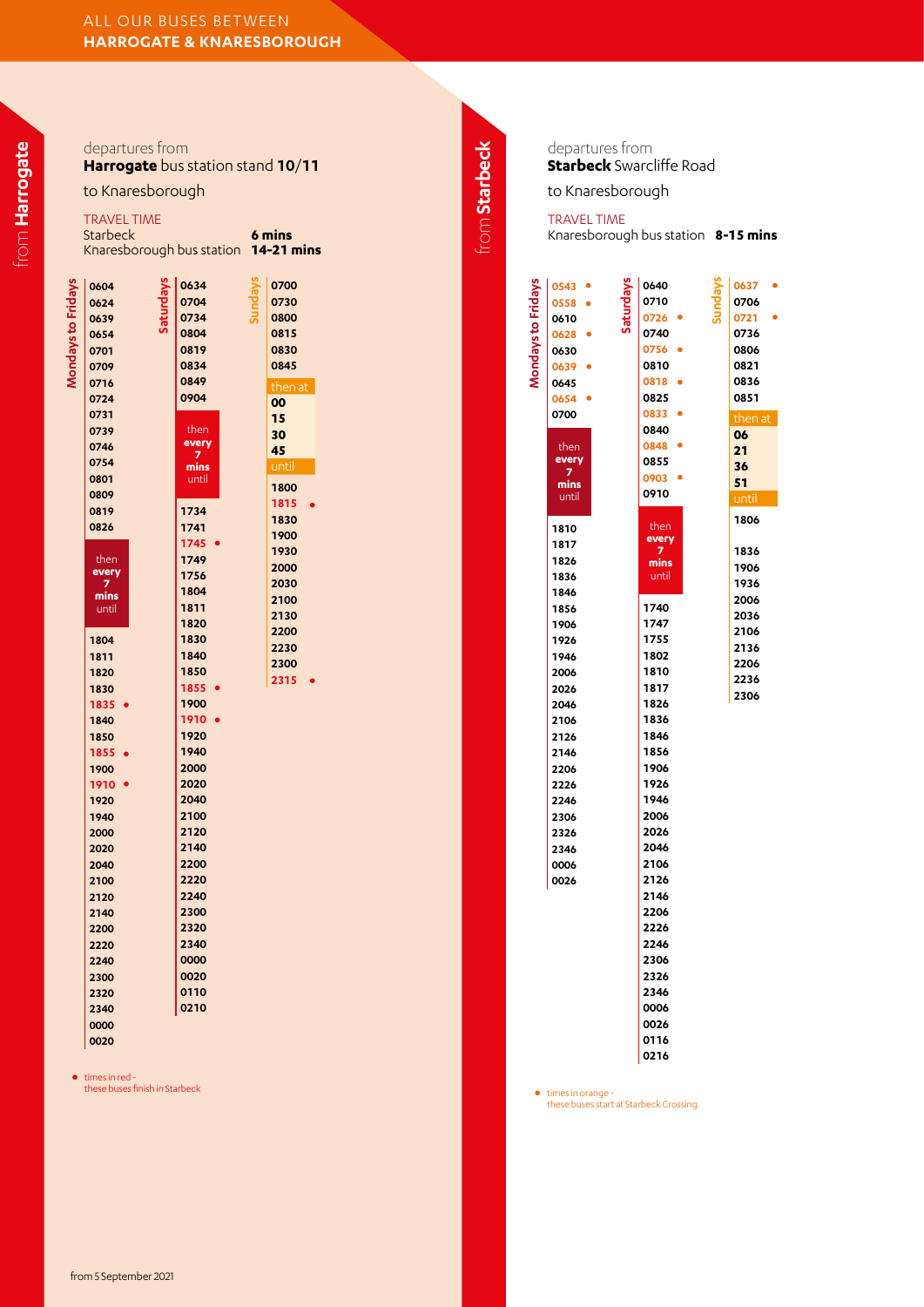# ALL OUR BUSES BETWEEN HARROGATE & KNARESBOROUGH

## from Harrogate

departures from
**Harrogate** bus station stand **10/11**

to Knaresborough

TRAVEL TIME

| | |
|---|---|
| Starbeck | **6 mins** |
| Knaresborough bus station | **14-21 mins** |

**Mondays to Fridays**

0604, 0624, 0639, 0654, 0701, 0709, 0716, 0724, 0731, 0739, 0746, 0754, 0801, 0809, 0819, 0826

then every 7 mins until

1804, 1811, 1820, 1830, 1835 •, 1840, 1850, 1855 •, 1900, 1910 •, 1920, 1940, 2000, 2020, 2040, 2100, 2120, 2140, 2200, 2220, 2240, 2300, 2320, 2340, 0000, 0020

**Saturdays**

0634, 0704, 0734, 0804, 0819, 0834, 0849, 0904

then every 7 mins until

1734, 1741, 1745 •, 1749, 1756, 1804, 1811, 1820, 1830, 1840, 1850, 1855 •, 1900, 1910 •, 1920, 1940, 2000, 2020, 2040, 2100, 2120, 2140, 2200, 2220, 2240, 2300, 2320, 2340, 0000, 0020, 0110, 0210

**Sundays**

0700, 0730, 0800, 0815, 0830, 0845

then at 00, 15, 30, 45 until

1800, 1815 •, 1830, 1900, 1930, 2000, 2030, 2100, 2130, 2200, 2230, 2300, 2315 •

• times in red - these buses finish in Starbeck

## from Starbeck

departures from
**Starbeck** Swarcliffe Road

to Knaresborough

TRAVEL TIME

| | |
|---|---|
| Knaresborough bus station | **8-15 mins** |

**Mondays to Fridays**

0543 •, 0558 •, 0610, 0628 •, 0630, 0639 •, 0645, 0654 •, 0700

then every 7 mins until

1810, 1817, 1826, 1836, 1846, 1856, 1906, 1926, 1946, 2006, 2026, 2046, 2106, 2126, 2146, 2206, 2226, 2246, 2306, 2326, 2346, 0006, 0026

**Saturdays**

0640, 0710, 0726 •, 0740, 0756 •, 0810, 0818 •, 0825, 0833 •, 0840, 0848 •, 0855, 0903 •, 0910

then every 7 mins until

1740, 1747, 1755, 1802, 1810, 1817, 1826, 1836, 1846, 1856, 1906, 1926, 1946, 2006, 2026, 2046, 2106, 2126, 2146, 2206, 2226, 2246, 2306, 2326, 2346, 0006, 0026, 0116, 0216

**Sundays**

0637 •, 0706, 0721 •, 0736, 0806, 0821, 0836, 0851

then at 06, 21, 36, 51 until

1806, 1836, 1906, 1936, 2006, 2036, 2106, 2136, 2206, 2236, 2306

• times in orange - these buses start at Starbeck Crossing

from 5 September 2021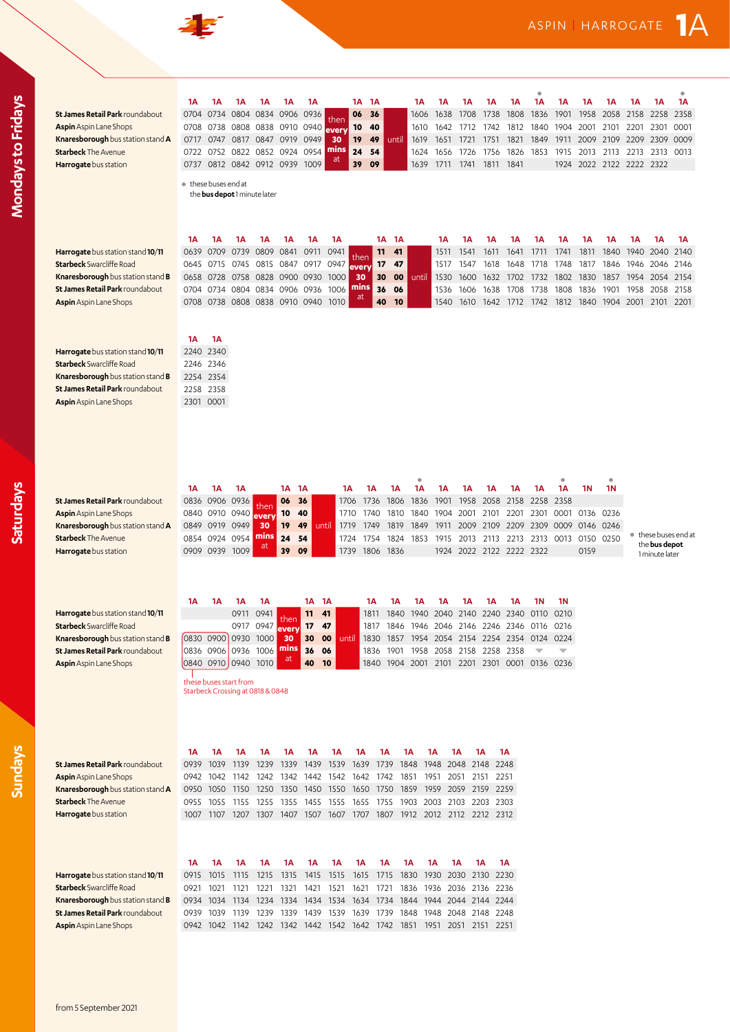# Aspin | Harrogate 1A

## Mondays to Fridays

| | 1A | 1A | 1A | 1A | 1A | 1A | | 1A | 1A | | 1A | 1A | 1A | 1A | 1A | 1A • | 1A | 1A | 1A | 1A | 1A | 1A • |
|---|---|---|---|---|---|---|---|---|---|---|---|---|---|---|---|---|---|---|---|---|---|---|
| **St James Retail Park** roundabout | 0704 | 0734 | 0804 | 0834 | 0906 | 0936 | then | 06 | 36 | | 1606 | 1638 | 1708 | 1738 | 1808 | 1836 | 1901 | 1958 | 2058 | 2158 | 2258 | 2358 |
| **Aspin** Aspin Lane Shops | 0708 | 0738 | 0808 | 0838 | 0910 | 0940 | every | 10 | 40 | | 1610 | 1642 | 1712 | 1742 | 1812 | 1840 | 1904 | 2001 | 2101 | 2201 | 2301 | 0001 |
| **Knaresborough** bus station stand **A** | 0717 | 0747 | 0817 | 0847 | 0919 | 0949 | 30 | 19 | 49 | until | 1619 | 1651 | 1721 | 1751 | 1821 | 1849 | 1911 | 2009 | 2109 | 2209 | 2309 | 0009 |
| **Starbeck** The Avenue | 0722 | 0752 | 0822 | 0852 | 0924 | 0954 | mins | 24 | 54 | | 1624 | 1656 | 1726 | 1756 | 1826 | 1853 | 1915 | 2013 | 2113 | 2213 | 2313 | 0013 |
| **Harrogate** bus station | 0737 | 0812 | 0842 | 0912 | 0939 | 1009 | at | 39 | 09 | | 1639 | 1711 | 1741 | 1811 | 1841 | | 1924 | 2022 | 2122 | 2222 | 2322 | |

• these buses end at the **bus depot** 1 minute later

| | 1A | 1A | 1A | 1A | 1A | 1A | 1A | | 1A | 1A | | 1A | 1A | 1A | 1A | 1A | 1A | 1A | 1A | 1A | 1A | 1A |
|---|---|---|---|---|---|---|---|---|---|---|---|---|---|---|---|---|---|---|---|---|---|---|
| **Harrogate** bus station stand **10/11** | 0639 | 0709 | 0739 | 0809 | 0841 | 0911 | 0941 | then | 11 | 41 | | 1511 | 1541 | 1611 | 1641 | 1711 | 1741 | 1811 | 1840 | 1940 | 2040 | 2140 |
| **Starbeck** Swarcliffe Road | 0645 | 0715 | 0745 | 0815 | 0847 | 0917 | 0947 | every | 17 | 47 | | 1517 | 1547 | 1618 | 1648 | 1718 | 1748 | 1817 | 1846 | 1946 | 2046 | 2146 |
| **Knaresborough** bus station stand **B** | 0658 | 0728 | 0758 | 0828 | 0900 | 0930 | 1000 | 30 | 30 | 00 | until | 1530 | 1600 | 1632 | 1702 | 1732 | 1802 | 1830 | 1857 | 1954 | 2054 | 2154 |
| **St James Retail Park** roundabout | 0704 | 0734 | 0804 | 0834 | 0906 | 0936 | 1006 | mins | 36 | 06 | | 1536 | 1606 | 1638 | 1708 | 1738 | 1808 | 1836 | 1901 | 1958 | 2058 | 2158 |
| **Aspin** Aspin Lane Shops | 0708 | 0738 | 0808 | 0838 | 0910 | 0940 | 1010 | at | 40 | 10 | | 1540 | 1610 | 1642 | 1712 | 1742 | 1812 | 1840 | 1904 | 2001 | 2101 | 2201 |

| | 1A | 1A |
|---|---|---|
| **Harrogate** bus station stand **10/11** | 2240 | 2340 |
| **Starbeck** Swarcliffe Road | 2246 | 2346 |
| **Knaresborough** bus station stand **B** | 2254 | 2354 |
| **St James Retail Park** roundabout | 2258 | 2358 |
| **Aspin** Aspin Lane Shops | 2301 | 0001 |

## Saturdays

| | 1A | 1A | 1A | | 1A | 1A | | 1A | 1A | 1A | 1A • | 1A | 1A | 1A | 1A | 1A | 1A • | 1N | 1N • |
|---|---|---|---|---|---|---|---|---|---|---|---|---|---|---|---|---|---|---|---|
| **St James Retail Park** roundabout | 0836 | 0906 | 0936 | then | 06 | 36 | | 1706 | 1736 | 1806 | 1836 | 1901 | 1958 | 2058 | 2158 | 2258 | 2358 | | |
| **Aspin** Aspin Lane Shops | 0840 | 0910 | 0940 | every | 10 | 40 | | 1710 | 1740 | 1810 | 1840 | 1904 | 2001 | 2101 | 2201 | 2301 | 0001 | 0136 | 0236 |
| **Knaresborough** bus station stand **A** | 0849 | 0919 | 0949 | 30 | 19 | 49 | until | 1719 | 1749 | 1819 | 1849 | 1911 | 2009 | 2109 | 2209 | 2309 | 0009 | 0146 | 0246 |
| **Starbeck** The Avenue | 0854 | 0924 | 0954 | mins | 24 | 54 | | 1724 | 1754 | 1824 | 1853 | 1915 | 2013 | 2113 | 2213 | 2313 | 0013 | 0150 | 0250 |
| **Harrogate** bus station | 0909 | 0939 | 1009 | at | 39 | 09 | | 1739 | 1806 | 1836 | | 1924 | 2022 | 2122 | 2222 | 2322 | | 0159 | |

• these buses end at the **bus depot** 1 minute later

| | 1A | 1A | 1A | 1A | | 1A | 1A | | 1A | 1A | 1A | 1A | 1A | 1A | 1A | 1N | 1N |
|---|---|---|---|---|---|---|---|---|---|---|---|---|---|---|---|---|---|
| **Harrogate** bus station stand **10/11** | | | 0911 | 0941 | then | 11 | 41 | | 1811 | 1840 | 1940 | 2040 | 2140 | 2240 | 2340 | 0110 | 0210 |
| **Starbeck** Swarcliffe Road | | | 0917 | 0947 | every | 17 | 47 | | 1817 | 1846 | 1946 | 2046 | 2146 | 2246 | 2346 | 0116 | 0216 |
| **Knaresborough** bus station stand **B** | 0830 | 0900 | 0930 | 1000 | 30 | 30 | 00 | until | 1830 | 1857 | 1954 | 2054 | 2154 | 2254 | 2354 | 0124 | 0224 |
| **St James Retail Park** roundabout | 0836 | 0906 | 0936 | 1006 | mins | 36 | 06 | | 1836 | 1901 | 1958 | 2058 | 2158 | 2258 | 2358 | ▼ | ▼ |
| **Aspin** Aspin Lane Shops | 0840 | 0910 | 0940 | 1010 | at | 40 | 10 | | 1840 | 1904 | 2001 | 2101 | 2201 | 2301 | 0001 | 0136 | 0236 |

these buses start from Starbeck Crossing at 0818 & 0848

## Sundays

| | 1A | 1A | 1A | 1A | 1A | 1A | 1A | 1A | 1A | 1A | 1A | 1A | 1A | 1A |
|---|---|---|---|---|---|---|---|---|---|---|---|---|---|---|
| **St James Retail Park** roundabout | 0939 | 1039 | 1139 | 1239 | 1339 | 1439 | 1539 | 1639 | 1739 | 1848 | 1948 | 2048 | 2148 | 2248 |
| **Aspin** Aspin Lane Shops | 0942 | 1042 | 1142 | 1242 | 1342 | 1442 | 1542 | 1642 | 1742 | 1851 | 1951 | 2051 | 2151 | 2251 |
| **Knaresborough** bus station stand **A** | 0950 | 1050 | 1150 | 1250 | 1350 | 1450 | 1550 | 1650 | 1750 | 1859 | 1959 | 2059 | 2159 | 2259 |
| **Starbeck** The Avenue | 0955 | 1055 | 1155 | 1255 | 1355 | 1455 | 1555 | 1655 | 1755 | 1903 | 2003 | 2103 | 2203 | 2303 |
| **Harrogate** bus station | 1007 | 1107 | 1207 | 1307 | 1407 | 1507 | 1607 | 1707 | 1807 | 1912 | 2012 | 2112 | 2212 | 2312 |

| | 1A | 1A | 1A | 1A | 1A | 1A | 1A | 1A | 1A | 1A | 1A | 1A | 1A | 1A |
|---|---|---|---|---|---|---|---|---|---|---|---|---|---|---|
| **Harrogate** bus station stand **10/11** | 0915 | 1015 | 1115 | 1215 | 1315 | 1415 | 1515 | 1615 | 1715 | 1830 | 1930 | 2030 | 2130 | 2230 |
| **Starbeck** Swarcliffe Road | 0921 | 1021 | 1121 | 1221 | 1321 | 1421 | 1521 | 1621 | 1721 | 1836 | 1936 | 2036 | 2136 | 2236 |
| **Knaresborough** bus station stand **B** | 0934 | 1034 | 1134 | 1234 | 1334 | 1434 | 1534 | 1634 | 1734 | 1844 | 1944 | 2044 | 2144 | 2244 |
| **St James Retail Park** roundabout | 0939 | 1039 | 1139 | 1239 | 1339 | 1439 | 1539 | 1639 | 1739 | 1848 | 1948 | 2048 | 2148 | 2248 |
| **Aspin** Aspin Lane Shops | 0942 | 1042 | 1142 | 1242 | 1342 | 1442 | 1542 | 1642 | 1742 | 1851 | 1951 | 2051 | 2151 | 2251 |

from 5 September 2021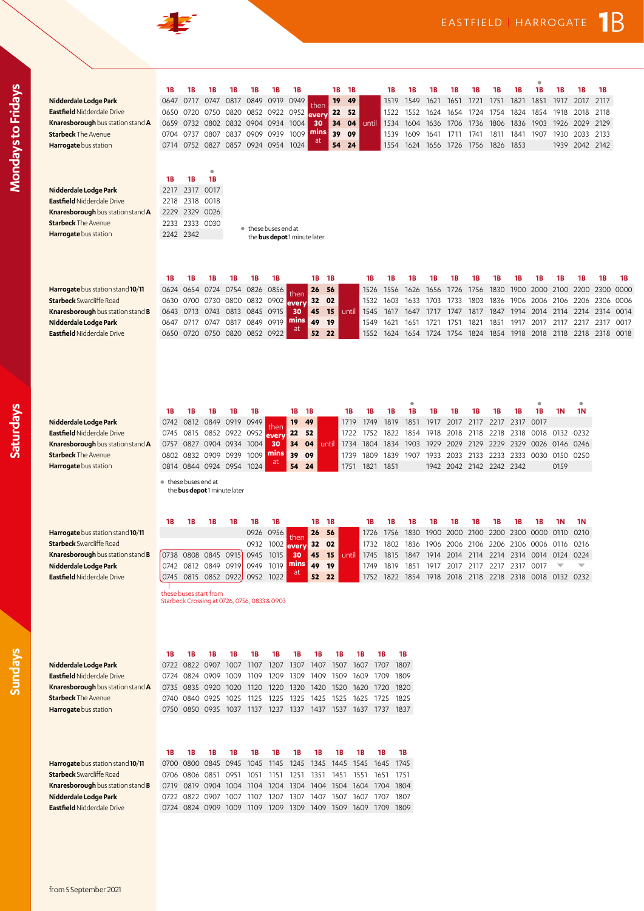# EASTFIELD | HARROGATE 1B

## Mondays to Fridays

| | 1B | 1B | 1B | 1B | 1B | 1B | 1B | | 1B | 1B | | 1B | 1B | 1B | 1B | 1B | 1B | 1B | 1B● | 1B | 1B | 1B |
|---|---|---|---|---|---|---|---|---|---|---|---|---|---|---|---|---|---|---|---|---|---|---|
| **Nidderdale Lodge Park** | 0647 | 0717 | 0747 | 0817 | 0849 | 0919 | 0949 | then every 30 mins at | 19 | 49 | until | 1519 | 1549 | 1621 | 1651 | 1721 | 1751 | 1821 | 1851 | 1917 | 2017 | 2117 |
| **Eastfield** Nidderdale Drive | 0650 | 0720 | 0750 | 0820 | 0852 | 0922 | 0952 | | 22 | 52 | | 1522 | 1552 | 1624 | 1654 | 1724 | 1754 | 1824 | 1854 | 1918 | 2018 | 2118 |
| **Knaresborough** bus station stand **A** | 0659 | 0732 | 0802 | 0832 | 0904 | 0934 | 1004 | | 34 | 04 | | 1534 | 1604 | 1636 | 1706 | 1736 | 1806 | 1836 | 1903 | 1926 | 2029 | 2129 |
| **Starbeck** The Avenue | 0704 | 0737 | 0807 | 0837 | 0909 | 0939 | 1009 | | 39 | 09 | | 1539 | 1609 | 1641 | 1711 | 1741 | 1811 | 1841 | 1907 | 1930 | 2033 | 2133 |
| **Harrogate** bus station | 0714 | 0752 | 0827 | 0857 | 0924 | 0954 | 1024 | | 54 | 24 | | 1554 | 1624 | 1656 | 1726 | 1756 | 1826 | 1853 | | 1939 | 2042 | 2142 |

| | 1B | 1B | 1B● |
|---|---|---|---|
| **Nidderdale Lodge Park** | 2217 | 2317 | 0017 |
| **Eastfield** Nidderdale Drive | 2218 | 2318 | 0018 |
| **Knaresborough** bus station stand **A** | 2229 | 2329 | 0026 |
| **Starbeck** The Avenue | 2233 | 2333 | 0030 |
| **Harrogate** bus station | 2242 | 2342 | |

● these buses end at the **bus depot** 1 minute later

| | 1B | 1B | 1B | 1B | 1B | 1B | | 1B | 1B | | 1B | 1B | 1B | 1B | 1B | 1B | 1B | 1B | 1B | 1B | 1B | 1B | 1B |
|---|---|---|---|---|---|---|---|---|---|---|---|---|---|---|---|---|---|---|---|---|---|---|---|
| **Harrogate** bus station stand **10/11** | 0624 | 0654 | 0724 | 0754 | 0826 | 0856 | then every 30 mins at | 26 | 56 | until | 1526 | 1556 | 1626 | 1656 | 1726 | 1756 | 1830 | 1900 | 2000 | 2100 | 2200 | 2300 | 0000 |
| **Starbeck** Swarcliffe Road | 0630 | 0700 | 0730 | 0800 | 0832 | 0902 | | 32 | 02 | | 1532 | 1603 | 1633 | 1703 | 1733 | 1803 | 1836 | 1906 | 2006 | 2106 | 2206 | 2306 | 0006 |
| **Knaresborough** bus station stand **B** | 0643 | 0713 | 0743 | 0813 | 0845 | 0915 | | 45 | 15 | | 1545 | 1617 | 1647 | 1717 | 1747 | 1817 | 1847 | 1914 | 2014 | 2114 | 2214 | 2314 | 0014 |
| **Nidderdale Lodge Park** | 0647 | 0717 | 0747 | 0817 | 0849 | 0919 | | 49 | 19 | | 1549 | 1621 | 1651 | 1721 | 1751 | 1821 | 1851 | 1917 | 2017 | 2117 | 2217 | 2317 | 0017 |
| **Eastfield** Nidderdale Drive | 0650 | 0720 | 0750 | 0820 | 0852 | 0922 | | 52 | 22 | | 1552 | 1624 | 1654 | 1724 | 1754 | 1824 | 1854 | 1918 | 2018 | 2118 | 2218 | 2318 | 0018 |

## Saturdays

| | 1B | 1B | 1B | 1B | 1B | | 1B | 1B | | 1B | 1B | 1B | 1B● | 1B | 1B | 1B | 1B | 1B | 1B● | 1N | 1N● |
|---|---|---|---|---|---|---|---|---|---|---|---|---|---|---|---|---|---|---|---|---|---|
| **Nidderdale Lodge Park** | 0742 | 0812 | 0849 | 0919 | 0949 | then every 30 mins at | 19 | 49 | until | 1719 | 1749 | 1819 | 1851 | 1917 | 2017 | 2117 | 2217 | 2317 | 0017 | | |
| **Eastfield** Nidderdale Drive | 0745 | 0815 | 0852 | 0922 | 0952 | | 22 | 52 | | 1722 | 1752 | 1822 | 1854 | 1918 | 2018 | 2118 | 2218 | 2318 | 0018 | 0132 | 0232 |
| **Knaresborough** bus station stand **A** | 0757 | 0827 | 0904 | 0934 | 1004 | | 34 | 04 | | 1734 | 1804 | 1834 | 1903 | 1929 | 2029 | 2129 | 2229 | 2329 | 0026 | 0146 | 0246 |
| **Starbeck** The Avenue | 0802 | 0832 | 0909 | 0939 | 1009 | | 39 | 09 | | 1739 | 1809 | 1839 | 1907 | 1933 | 2033 | 2133 | 2233 | 2333 | 0030 | 0150 | 0250 |
| **Harrogate** bus station | 0814 | 0844 | 0924 | 0954 | 1024 | | 54 | 24 | | 1751 | 1821 | 1851 | | 1942 | 2042 | 2142 | 2242 | 2342 | | 0159 | |

● these buses end at the **bus depot** 1 minute later

| | 1B | 1B | 1B | 1B | 1B | 1B | | 1B | 1B | | 1B | 1B | 1B | 1B | 1B | 1B | 1B | 1B | 1B | 1N | 1N |
|---|---|---|---|---|---|---|---|---|---|---|---|---|---|---|---|---|---|---|---|---|---|
| **Harrogate** bus station stand **10/11** | | | | | 0926 | 0956 | then every 30 mins at | 26 | 56 | until | 1726 | 1756 | 1830 | 1900 | 2000 | 2100 | 2200 | 2300 | 0000 | 0110 | 0210 |
| **Starbeck** Swarcliffe Road | | | | | 0932 | 1002 | | 32 | 02 | | 1732 | 1802 | 1836 | 1906 | 2006 | 2106 | 2206 | 2306 | 0006 | 0116 | 0216 |
| **Knaresborough** bus station stand **B** | 0738 | 0808 | 0845 | 0915 | 0945 | 1015 | | 45 | 15 | | 1745 | 1815 | 1847 | 1914 | 2014 | 2114 | 2214 | 2314 | 0014 | 0124 | 0224 |
| **Nidderdale Lodge Park** | 0742 | 0812 | 0849 | 0919 | 0949 | 1019 | | 49 | 19 | | 1749 | 1819 | 1851 | 1917 | 2017 | 2117 | 2217 | 2317 | 0017 | ▼ | ▼ |
| **Eastfield** Nidderdale Drive | 0745 | 0815 | 0852 | 0922 | 0952 | 1022 | | 52 | 22 | | 1752 | 1822 | 1854 | 1918 | 2018 | 2118 | 2218 | 2318 | 0018 | 0132 | 0232 |

these buses start from Starbeck Crossing at 0726, 0756, 0833 & 0903 (first four journeys)

## Sundays

| | 1B | 1B | 1B | 1B | 1B | 1B | 1B | 1B | 1B | 1B | 1B | 1B |
|---|---|---|---|---|---|---|---|---|---|---|---|---|
| **Nidderdale Lodge Park** | 0722 | 0822 | 0907 | 1007 | 1107 | 1207 | 1307 | 1407 | 1507 | 1607 | 1707 | 1807 |
| **Eastfield** Nidderdale Drive | 0724 | 0824 | 0909 | 1009 | 1109 | 1209 | 1309 | 1409 | 1509 | 1609 | 1709 | 1809 |
| **Knaresborough** bus station stand **A** | 0735 | 0835 | 0920 | 1020 | 1120 | 1220 | 1320 | 1420 | 1520 | 1620 | 1720 | 1820 |
| **Starbeck** The Avenue | 0740 | 0840 | 0925 | 1025 | 1125 | 1225 | 1325 | 1425 | 1525 | 1625 | 1725 | 1825 |
| **Harrogate** bus station | 0750 | 0850 | 0935 | 1037 | 1137 | 1237 | 1337 | 1437 | 1537 | 1637 | 1737 | 1837 |

| | 1B | 1B | 1B | 1B | 1B | 1B | 1B | 1B | 1B | 1B | 1B | 1B |
|---|---|---|---|---|---|---|---|---|---|---|---|---|
| **Harrogate** bus station stand **10/11** | 0700 | 0800 | 0845 | 0945 | 1045 | 1145 | 1245 | 1345 | 1445 | 1545 | 1645 | 1745 |
| **Starbeck** Swarcliffe Road | 0706 | 0806 | 0851 | 0951 | 1051 | 1151 | 1251 | 1351 | 1451 | 1551 | 1651 | 1751 |
| **Knaresborough** bus station stand **B** | 0719 | 0819 | 0904 | 1004 | 1104 | 1204 | 1304 | 1404 | 1504 | 1604 | 1704 | 1804 |
| **Nidderdale Lodge Park** | 0722 | 0822 | 0907 | 1007 | 1107 | 1207 | 1307 | 1407 | 1507 | 1607 | 1707 | 1807 |
| **Eastfield** Nidderdale Drive | 0724 | 0824 | 0909 | 1009 | 1109 | 1209 | 1309 | 1409 | 1509 | 1609 | 1709 | 1809 |

from 5 September 2021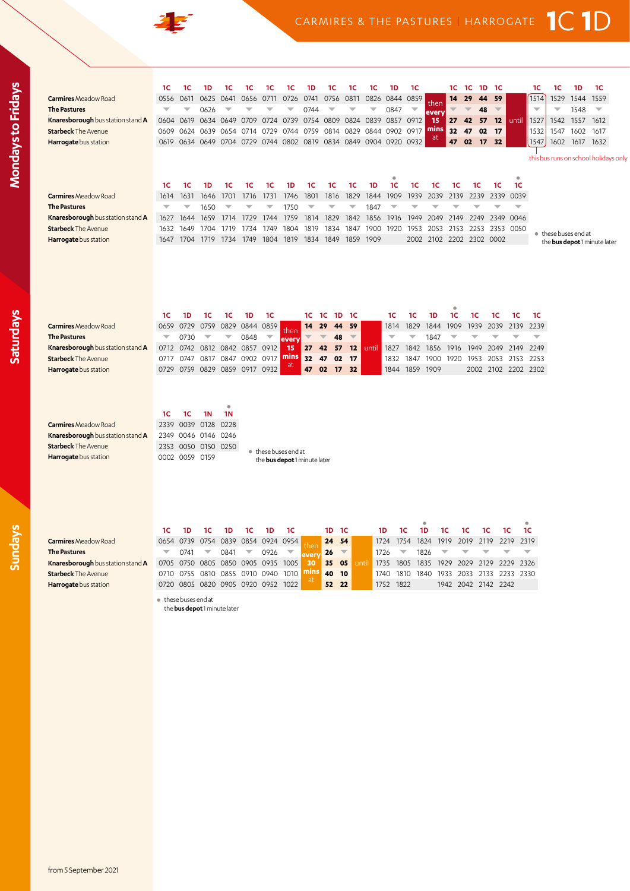# Carmires & The Pastures | Harrogate 1C 1D

## Mondays to Fridays

| | 1C | 1C | 1D | 1C | 1C | 1C | 1C | 1D | 1C | 1C | 1C | 1D | 1C | | 1C | 1C | 1D | 1C | | 1C | 1C | 1D | 1C |
|---|---|---|---|---|---|---|---|---|---|---|---|---|---|---|---|---|---|---|---|---|---|---|---|
| **Carmires** Meadow Road | 0556 | 0611 | 0625 | 0641 | 0656 | 0711 | 0726 | 0741 | 0756 | 0811 | 0826 | 0844 | 0859 | then every 15 mins at | 14 | 29 | 44 | 59 | until | 1514 | 1529 | 1544 | 1559 |
| **The Pastures** | ▼ | ▼ | 0626 | ▼ | ▼ | ▼ | ▼ | 0744 | ▼ | ▼ | ▼ | 0847 | ▼ | | ▼ | ▼ | 48 | ▼ | | ▼ | ▼ | 1548 | ▼ |
| **Knaresborough** bus station stand **A** | 0604 | 0619 | 0634 | 0649 | 0709 | 0724 | 0739 | 0754 | 0809 | 0824 | 0839 | 0857 | 0912 | | 27 | 42 | 57 | 12 | | 1527 | 1542 | 1557 | 1612 |
| **Starbeck** The Avenue | 0609 | 0624 | 0639 | 0654 | 0714 | 0729 | 0744 | 0759 | 0814 | 0829 | 0844 | 0902 | 0917 | | 32 | 47 | 02 | 17 | | 1532 | 1547 | 1602 | 1617 |
| **Harrogate** bus station | 0619 | 0634 | 0649 | 0704 | 0729 | 0744 | 0802 | 0819 | 0834 | 0849 | 0904 | 0920 | 0932 | | 47 | 02 | 17 | 32 | | 1547 | 1602 | 1617 | 1632 |

1514 journey: this bus runs on school holidays only

| | 1C | 1C | 1D | 1C | 1C | 1C | 1D | 1C | 1C | 1C | 1D | 1C ● | 1C | 1C | 1C | 1C | 1C | 1C ● |
|---|---|---|---|---|---|---|---|---|---|---|---|---|---|---|---|---|---|---|
| **Carmires** Meadow Road | 1614 | 1631 | 1646 | 1701 | 1716 | 1731 | 1746 | 1801 | 1816 | 1829 | 1844 | 1909 | 1939 | 2039 | 2139 | 2239 | 2339 | 0039 |
| **The Pastures** | ▼ | ▼ | 1650 | ▼ | ▼ | ▼ | 1750 | ▼ | ▼ | ▼ | 1847 | ▼ | ▼ | ▼ | ▼ | ▼ | ▼ | ▼ |
| **Knaresborough** bus station stand **A** | 1627 | 1644 | 1659 | 1714 | 1729 | 1744 | 1759 | 1814 | 1829 | 1842 | 1856 | 1916 | 1949 | 2049 | 2149 | 2249 | 2349 | 0046 |
| **Starbeck** The Avenue | 1632 | 1649 | 1704 | 1719 | 1734 | 1749 | 1804 | 1819 | 1834 | 1847 | 1900 | 1920 | 1953 | 2053 | 2153 | 2253 | 2353 | 0050 |
| **Harrogate** bus station | 1647 | 1704 | 1719 | 1734 | 1749 | 1804 | 1819 | 1834 | 1849 | 1859 | 1909 | | 2002 | 2102 | 2202 | 2302 | 0002 | |

● these buses end at the **bus depot** 1 minute later

## Saturdays

| | 1C | 1D | 1C | 1C | 1D | 1C | | 1C | 1C | 1D | 1C | | 1C | 1C | 1D | 1C ● | 1C | 1C | 1C | 1C |
|---|---|---|---|---|---|---|---|---|---|---|---|---|---|---|---|---|---|---|---|---|
| **Carmires** Meadow Road | 0659 | 0729 | 0759 | 0829 | 0844 | 0859 | then every 15 mins at | 14 | 29 | 44 | 59 | until | 1814 | 1829 | 1844 | 1909 | 1939 | 2039 | 2139 | 2239 |
| **The Pastures** | ▼ | 0730 | ▼ | ▼ | 0848 | ▼ | | ▼ | ▼ | 48 | ▼ | | ▼ | ▼ | 1847 | ▼ | ▼ | ▼ | ▼ | ▼ |
| **Knaresborough** bus station stand **A** | 0712 | 0742 | 0812 | 0842 | 0857 | 0912 | | 27 | 42 | 57 | 12 | | 1827 | 1842 | 1856 | 1916 | 1949 | 2049 | 2149 | 2249 |
| **Starbeck** The Avenue | 0717 | 0747 | 0817 | 0847 | 0902 | 0917 | | 32 | 47 | 02 | 17 | | 1832 | 1847 | 1900 | 1920 | 1953 | 2053 | 2153 | 2253 |
| **Harrogate** bus station | 0729 | 0759 | 0829 | 0859 | 0917 | 0932 | | 47 | 02 | 17 | 32 | | 1844 | 1859 | 1909 | | 2002 | 2102 | 2202 | 2302 |

| | 1C | 1C | 1N | 1N ● |
|---|---|---|---|---|
| **Carmires** Meadow Road | 2339 | 0039 | 0128 | 0228 |
| **Knaresborough** bus station stand **A** | 2349 | 0046 | 0146 | 0246 |
| **Starbeck** The Avenue | 2353 | 0050 | 0150 | 0250 |
| **Harrogate** bus station | 0002 | 0059 | 0159 | |

● these buses end at the **bus depot** 1 minute later

## Sundays

| | 1C | 1D | 1C | 1D | 1C | 1D | 1C | | 1D | 1C | | 1D | 1C | 1D ● | 1C | 1C | 1C | 1C | 1C ● |
|---|---|---|---|---|---|---|---|---|---|---|---|---|---|---|---|---|---|---|---|
| **Carmires** Meadow Road | 0654 | 0739 | 0754 | 0839 | 0854 | 0924 | 0954 | then every 30 mins at | 24 | 54 | until | 1724 | 1754 | 1824 | 1919 | 2019 | 2119 | 2219 | 2319 |
| **The Pastures** | ▼ | 0741 | ▼ | 0841 | ▼ | 0926 | ▼ | | 26 | ▼ | | 1726 | ▼ | 1826 | ▼ | ▼ | ▼ | ▼ | ▼ |
| **Knaresborough** bus station stand **A** | 0705 | 0750 | 0805 | 0850 | 0905 | 0935 | 1005 | | 35 | 05 | | 1735 | 1805 | 1835 | 1929 | 2029 | 2129 | 2229 | 2326 |
| **Starbeck** The Avenue | 0710 | 0755 | 0810 | 0855 | 0910 | 0940 | 1010 | | 40 | 10 | | 1740 | 1810 | 1840 | 1933 | 2033 | 2133 | 2233 | 2330 |
| **Harrogate** bus station | 0720 | 0805 | 0820 | 0905 | 0920 | 0952 | 1022 | | 52 | 22 | | 1752 | 1822 | | 1942 | 2042 | 2142 | 2242 | |

● these buses end at the **bus depot** 1 minute later

from 5 September 2021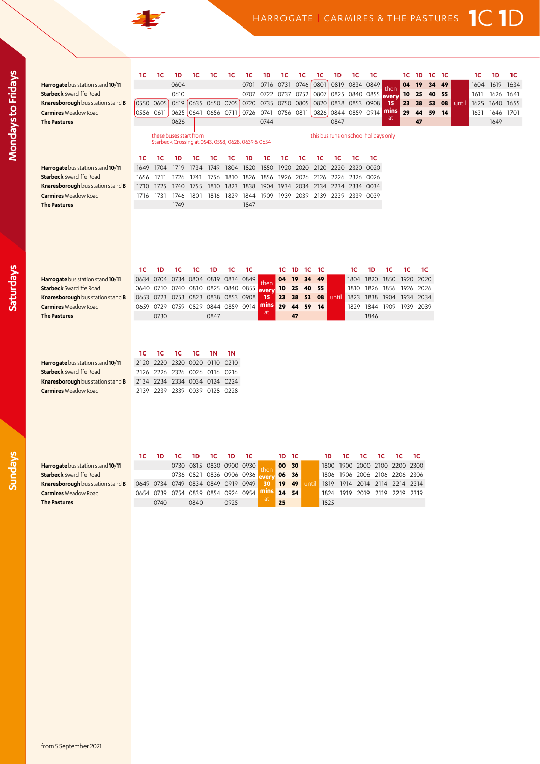# HARROGATE | CARMIRES & THE PASTURES 1C 1D

## Mondays to Fridays

| | 1C | 1C | 1D | 1C | 1C | 1C | 1C | 1D | 1C | 1C | 1C | 1D | 1C | 1C | | 1C | 1D | 1C | 1C | | 1C | 1D | 1C |
|---|---|---|---|---|---|---|---|---|---|---|---|---|---|---|---|---|---|---|---|---|---|---|---|
| **Harrogate** bus station stand **10/11** | | | 0604 | | | | 0701 | 0716 | 0731 | 0746 | 0801 | 0819 | 0834 | 0849 | then | 04 | 19 | 34 | 49 | | 1604 | 1619 | 1634 |
| **Starbeck** Swarcliffe Road | | | 0610 | | | | 0707 | 0722 | 0737 | 0752 | 0807 | 0825 | 0840 | 0855 | every | 10 | 25 | 40 | 55 | | 1611 | 1626 | 1641 |
| **Knaresborough** bus station stand **B** | 0550 | 0605 | 0619 | 0635 | 0650 | 0705 | 0720 | 0735 | 0750 | 0805 | 0820 | 0838 | 0853 | 0908 | 15 | 23 | 38 | 53 | 08 | until | 1625 | 1640 | 1655 |
| **Carmires** Meadow Road | 0556 | 0611 | 0625 | 0641 | 0656 | 0711 | 0726 | 0741 | 0756 | 0811 | 0826 | 0844 | 0859 | 0914 | mins | 29 | 44 | 59 | 14 | | 1631 | 1646 | 1701 |
| **The Pastures** | | | 0626 | | | | | 0744 | | | | 0847 | | | at | | 47 | | | | | 1649 | |

these buses start from Starbeck Crossing at 0543, 0558, 0628, 0639 & 0654 (0550, 0605, 0635, 0650, 0705 from Knaresborough)

this bus runs on school holidays only (0801)

| | 1C | 1C | 1D | 1C | 1C | 1C | 1D | 1C | 1C | 1C | 1C | 1C | 1C | 1C |
|---|---|---|---|---|---|---|---|---|---|---|---|---|---|---|
| **Harrogate** bus station stand **10/11** | 1649 | 1704 | 1719 | 1734 | 1749 | 1804 | 1820 | 1850 | 1920 | 2020 | 2120 | 2220 | 2320 | 0020 |
| **Starbeck** Swarcliffe Road | 1656 | 1711 | 1726 | 1741 | 1756 | 1810 | 1826 | 1856 | 1926 | 2026 | 2126 | 2226 | 2326 | 0026 |
| **Knaresborough** bus station stand **B** | 1710 | 1725 | 1740 | 1755 | 1810 | 1823 | 1838 | 1904 | 1934 | 2034 | 2134 | 2234 | 2334 | 0034 |
| **Carmires** Meadow Road | 1716 | 1731 | 1746 | 1801 | 1816 | 1829 | 1844 | 1909 | 1939 | 2039 | 2139 | 2239 | 2339 | 0039 |
| **The Pastures** | | | 1749 | | | | 1847 | | | | | | | |

## Saturdays

| | 1C | 1D | 1C | 1C | 1D | 1C | 1C | | 1C | 1D | 1C | 1C | | 1C | 1D | 1C | 1C | 1C |
|---|---|---|---|---|---|---|---|---|---|---|---|---|---|---|---|---|---|---|
| **Harrogate** bus station stand **10/11** | 0634 | 0704 | 0734 | 0804 | 0819 | 0834 | 0849 | then | 04 | 19 | 34 | 49 | | 1804 | 1820 | 1850 | 1920 | 2020 |
| **Starbeck** Swarcliffe Road | 0640 | 0710 | 0740 | 0810 | 0825 | 0840 | 0855 | every | 10 | 25 | 40 | 55 | | 1810 | 1826 | 1856 | 1926 | 2026 |
| **Knaresborough** bus station stand **B** | 0653 | 0723 | 0753 | 0823 | 0838 | 0853 | 0908 | 15 | 23 | 38 | 53 | 08 | until | 1823 | 1838 | 1904 | 1934 | 2034 |
| **Carmires** Meadow Road | 0659 | 0729 | 0759 | 0829 | 0844 | 0859 | 0914 | mins | 29 | 44 | 59 | 14 | | 1829 | 1844 | 1909 | 1939 | 2039 |
| **The Pastures** | | 0730 | | | 0847 | | | at | | 47 | | | | | 1846 | | | |

| | 1C | 1C | 1C | 1C | 1N | 1N |
|---|---|---|---|---|---|---|
| **Harrogate** bus station stand **10/11** | 2120 | 2220 | 2320 | 0020 | 0110 | 0210 |
| **Starbeck** Swarcliffe Road | 2126 | 2226 | 2326 | 0026 | 0116 | 0216 |
| **Knaresborough** bus station stand **B** | 2134 | 2234 | 2334 | 0034 | 0124 | 0224 |
| **Carmires** Meadow Road | 2139 | 2239 | 2339 | 0039 | 0128 | 0228 |

## Sundays

| | 1C | 1D | 1C | 1D | 1C | 1D | 1C | | 1D | 1C | | 1D | 1C | 1C | 1C | 1C | 1C |
|---|---|---|---|---|---|---|---|---|---|---|---|---|---|---|---|---|---|
| **Harrogate** bus station stand **10/11** | | | 0730 | 0815 | 0830 | 0900 | 0930 | then | 00 | 30 | | 1800 | 1900 | 2000 | 2100 | 2200 | 2300 |
| **Starbeck** Swarcliffe Road | | | 0736 | 0821 | 0836 | 0906 | 0936 | every | 06 | 36 | | 1806 | 1906 | 2006 | 2106 | 2206 | 2306 |
| **Knaresborough** bus station stand **B** | 0649 | 0734 | 0749 | 0834 | 0849 | 0919 | 0949 | 30 | 19 | 49 | until | 1819 | 1914 | 2014 | 2114 | 2214 | 2314 |
| **Carmires** Meadow Road | 0654 | 0739 | 0754 | 0839 | 0854 | 0924 | 0954 | mins | 24 | 54 | | 1824 | 1919 | 2019 | 2119 | 2219 | 2319 |
| **The Pastures** | | 0740 | | 0840 | | 0925 | | at | 25 | | | 1825 | | | | | |

from 5 September 2021